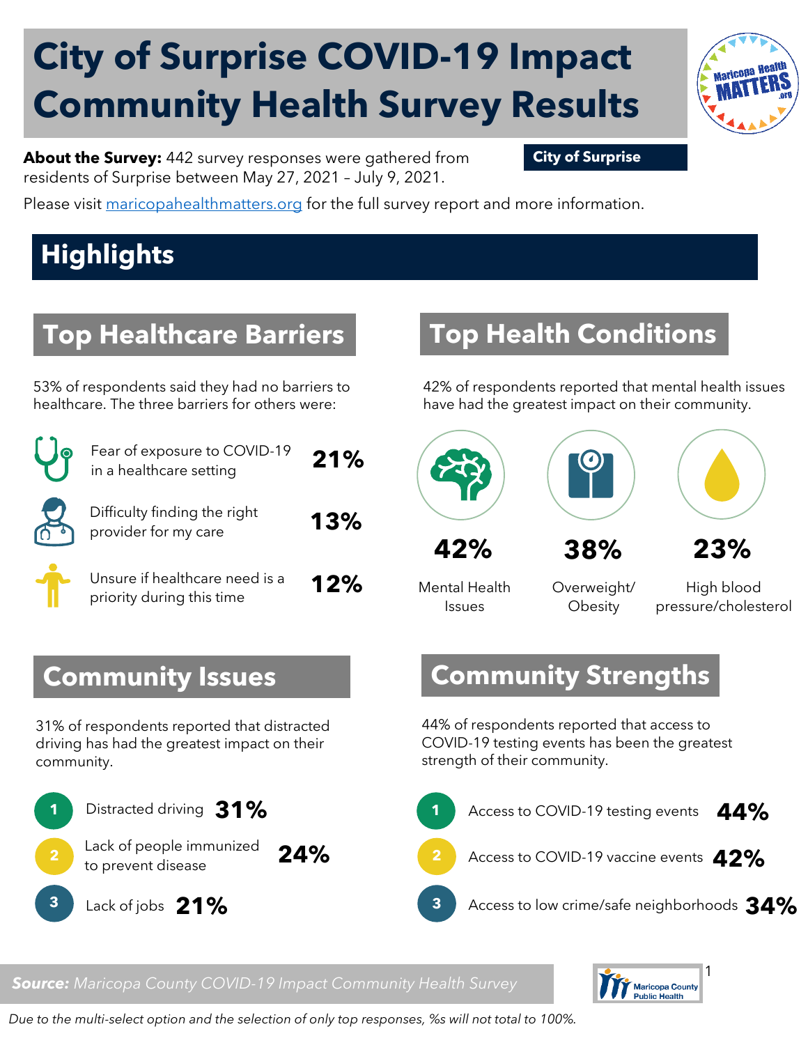# City of Surprise COVID-19 Impact Community Health Survey Results

**City of Surprise**

**About the Survey:** 442 survey responses were gathered from residents of Surprise between May 27, 2021 – July 9, 2021.

Please visit maricopahealthmatters.org for the full survey report and more information.

## Highlights

### Top Healthcare Barriers

53% of respondents said they had no barriers to healthcare. The three barriers for others were:

- Fear of exposure to COVID-19 in a healthcare setting **21%**
- Difficulty finding the right provider for my care **13%**
- Unsure if healthcare need is a priority during this time **12%**

### Top Health Conditions

42% of respondents reported that mental health issues have had the greatest impact on their community.

- **42%** Mental Health Issues
- **38%** Overweight/ Obesity
- **23%** High blood pressure/cholesterol

### Community Issues

31% of respondents reported that distracted driving has had the greatest impact on their community.

1. Distracted driving **31%**
2. Lack of people immunized to prevent disease **24%**
3. Lack of jobs **21%**

### Community Strengths

44% of respondents reported that access to COVID-19 testing events has been the greatest strength of their community.

1. Access to COVID-19 testing events **44%**
2. Access to COVID-19 vaccine events **42%**
3. Access to low crime/safe neighborhoods **34%**

***Source:*** *Maricopa County COVID-19 Impact Community Health Survey*

*Due to the multi-select option and the selection of only top responses, %s will not total to 100%.*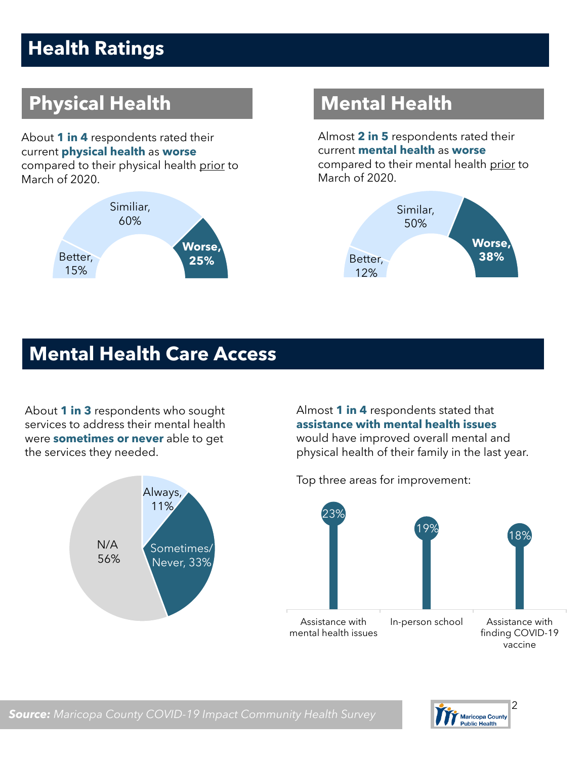# Health Ratings

## Physical Health

About **1 in 4** respondents rated their current **physical health** as **worse** compared to their physical health prior to March of 2020.

Better, 15%
Similiar, 60%
**Worse, 25%**

## Mental Health

Almost **2 in 5** respondents rated their current **mental health** as **worse** compared to their mental health prior to March of 2020.

Better, 12%
Similar, 50%
**Worse, 38%**

# Mental Health Care Access

About **1 in 3** respondents who sought services to address their mental health were **sometimes or never** able to get the services they needed.

Always, 11%
Sometimes/ Never, 33%
N/A 56%

Almost **1 in 4** respondents stated that **assistance with mental health issues** would have improved overall mental and physical health of their family in the last year.

Top three areas for improvement:

| Area | Percent |
| --- | --- |
| Assistance with mental health issues | 23% |
| In-person school | 19% |
| Assistance with finding COVID-19 vaccine | 18% |

***Source:*** *Maricopa County COVID-19 Impact Community Health Survey*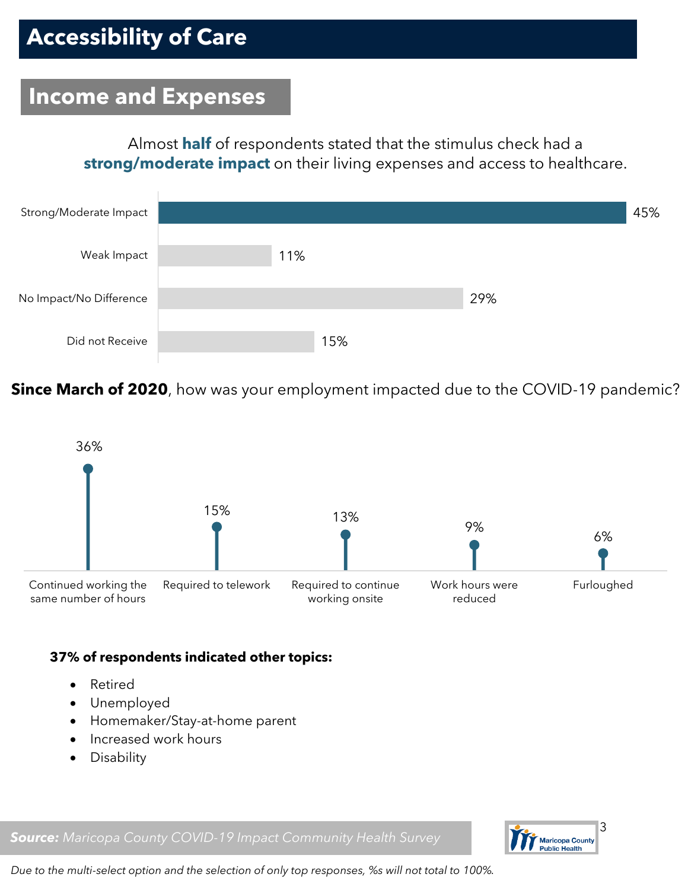# Accessibility of Care

## Income and Expenses

Almost **half** of respondents stated that the stimulus check had a **strong/moderate impact** on their living expenses and access to healthcare.

| Response | % |
|---|---|
| Strong/Moderate Impact | 45% |
| Weak Impact | 11% |
| No Impact/No Difference | 29% |
| Did not Receive | 15% |

**Since March of 2020**, how was your employment impacted due to the COVID-19 pandemic?

| Response | % |
|---|---|
| Continued working the same number of hours | 36% |
| Required to telework | 15% |
| Required to continue working onsite | 13% |
| Work hours were reduced | 9% |
| Furloughed | 6% |

**37% of respondents indicated other topics:**

- Retired
- Unemployed
- Homemaker/Stay-at-home parent
- Increased work hours
- Disability

***Source:*** *Maricopa County COVID-19 Impact Community Health Survey*

*Due to the multi-select option and the selection of only top responses, %s will not total to 100%.*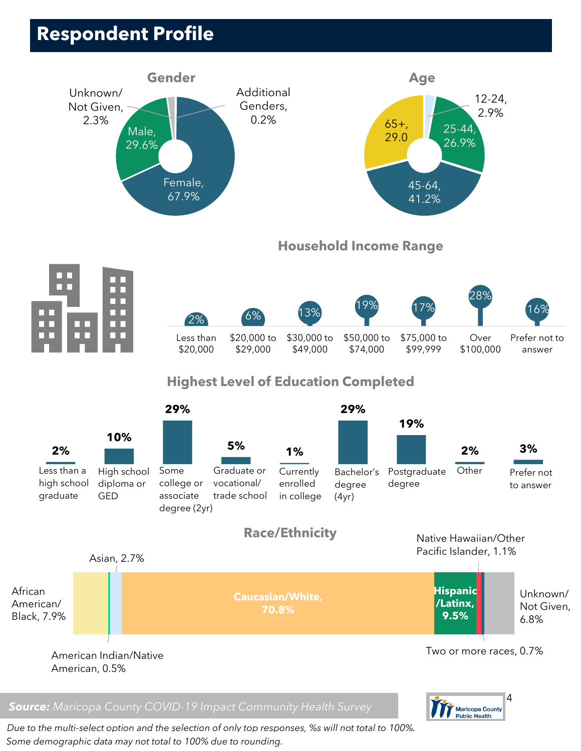# Respondent Profile

### Gender

Unknown/ Not Given, 2.3%
Additional Genders, 0.2%
Male, 29.6%
Female, 67.9%

### Age

12-24, 2.9%
65+, 29.0
25-44, 26.9%
45-64, 41.2%

### Household Income Range

2% Less than $20,000
6% $20,000 to $29,000
13% $30,000 to $49,000
19% $50,000 to $74,000
17% $75,000 to $99,999
28% Over $100,000
16% Prefer not to answer

### Highest Level of Education Completed

2% Less than a high school graduate
10% High school diploma or GED
29% Some college or associate degree (2yr)
5% Graduate or vocational/ trade school
1% Currently enrolled in college
29% Bachelor's degree (4yr)
19% Postgraduate degree
2% Other
3% Prefer not to answer

### Race/Ethnicity

African American/ Black, 7.9%
American Indian/Native American, 0.5%
Asian, 2.7%
Caucasian/White, 70.8%
Hispanic /Latinx, 9.5%
Native Hawaiian/Other Pacific Islander, 1.1%
Two or more races, 0.7%
Unknown/ Not Given, 6.8%

***Source:*** *Maricopa County COVID-19 Impact Community Health Survey*

*Due to the multi-select option and the selection of only top responses, %s will not total to 100%. Some demographic data may not total to 100% due to rounding.*